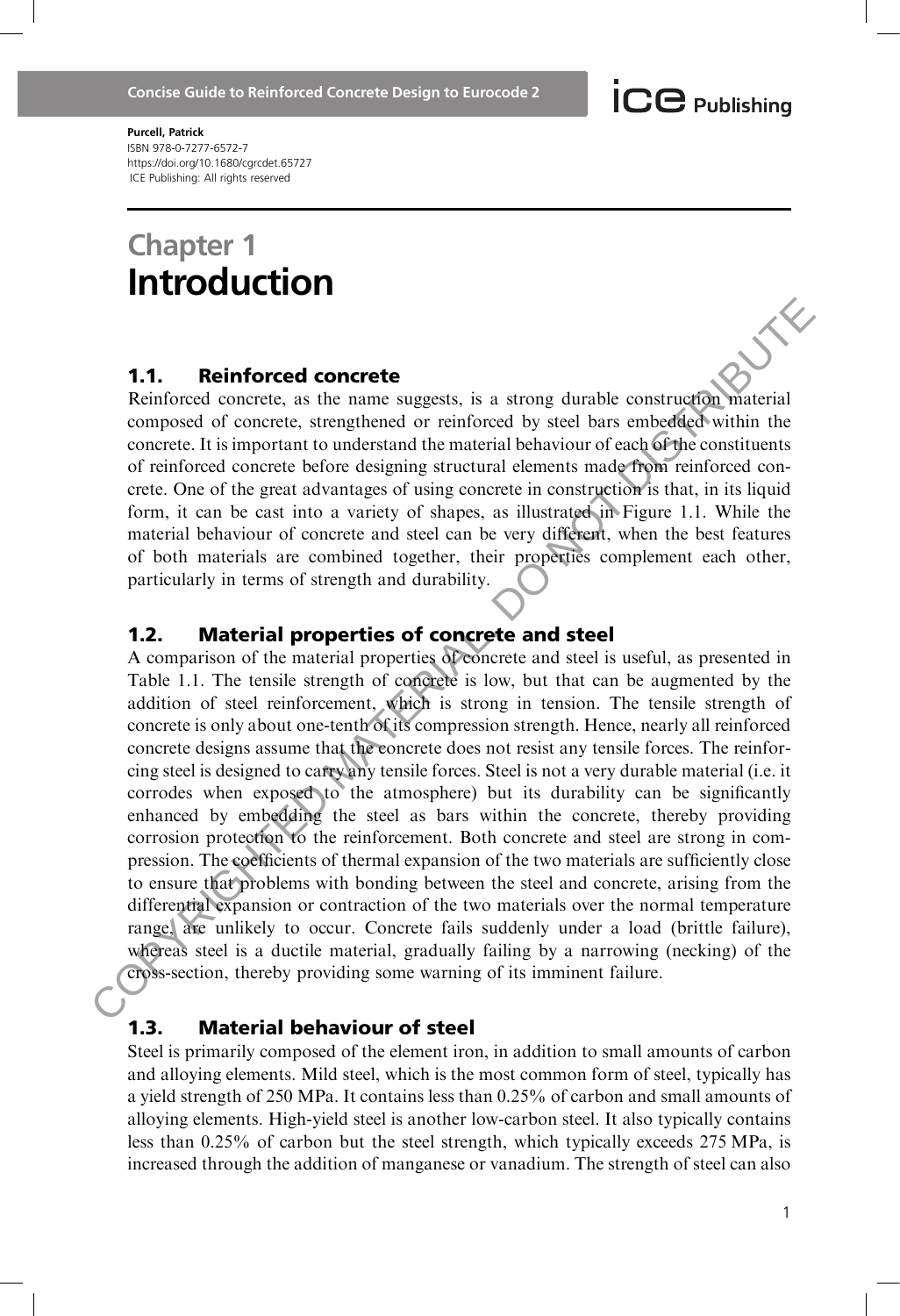# Chapter 1
# Introduction

## 1.1. Reinforced concrete

Reinforced concrete, as the name suggests, is a strong durable construction material composed of concrete, strengthened or reinforced by steel bars embedded within the concrete. It is important to understand the material behaviour of each of the constituents of reinforced concrete before designing structural elements made from reinforced concrete. One of the great advantages of using concrete in construction is that, in its liquid form, it can be cast into a variety of shapes, as illustrated in Figure 1.1. While the material behaviour of concrete and steel can be very different, when the best features of both materials are combined together, their properties complement each other, particularly in terms of strength and durability.

## 1.2. Material properties of concrete and steel

A comparison of the material properties of concrete and steel is useful, as presented in Table 1.1. The tensile strength of concrete is low, but that can be augmented by the addition of steel reinforcement, which is strong in tension. The tensile strength of concrete is only about one-tenth of its compression strength. Hence, nearly all reinforced concrete designs assume that the concrete does not resist any tensile forces. The reinforcing steel is designed to carry any tensile forces. Steel is not a very durable material (i.e. it corrodes when exposed to the atmosphere) but its durability can be significantly enhanced by embedding the steel as bars within the concrete, thereby providing corrosion protection to the reinforcement. Both concrete and steel are strong in compression. The coefficients of thermal expansion of the two materials are sufficiently close to ensure that problems with bonding between the steel and concrete, arising from the differential expansion or contraction of the two materials over the normal temperature range, are unlikely to occur. Concrete fails suddenly under a load (brittle failure), whereas steel is a ductile material, gradually failing by a narrowing (necking) of the cross-section, thereby providing some warning of its imminent failure.

## 1.3. Material behaviour of steel

Steel is primarily composed of the element iron, in addition to small amounts of carbon and alloying elements. Mild steel, which is the most common form of steel, typically has a yield strength of 250 MPa. It contains less than 0.25% of carbon and small amounts of alloying elements. High-yield steel is another low-carbon steel. It also typically contains less than 0.25% of carbon but the steel strength, which typically exceeds 275 MPa, is increased through the addition of manganese or vanadium. The strength of steel can also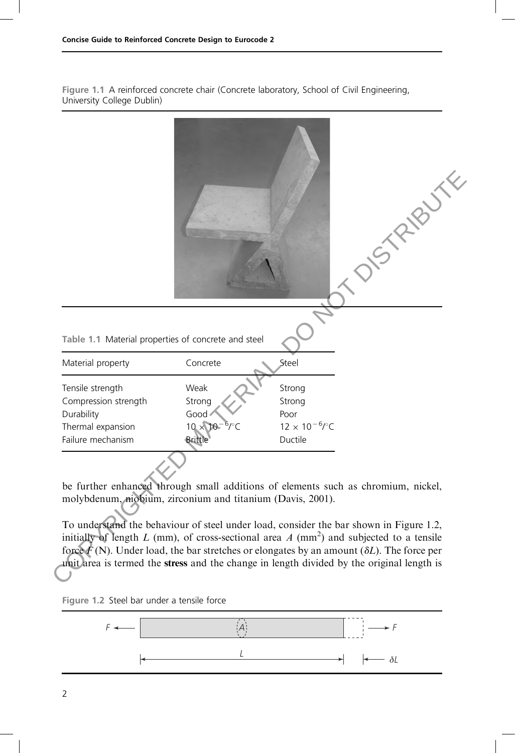Figure 1.1 A reinforced concrete chair (Concrete laboratory, School of Civil Engineering, University College Dublin)

Table 1.1 Material properties of concrete and steel

| Material property | Concrete | Steel |
| --- | --- | --- |
| Tensile strength | Weak | Strong |
| Compression strength | Strong | Strong |
| Durability | Good | Poor |
| Thermal expansion | $10 \times 10^{-6}/^{\circ}C$ | $12 \times 10^{-6}/^{\circ}C$ |
| Failure mechanism | Brittle | Ductile |

be further enhanced through small additions of elements such as chromium, nickel, molybdenum, niobium, zirconium and titanium (Davis, 2001).

To understand the behaviour of steel under load, consider the bar shown in Figure 1.2, initially of length $L$ (mm), of cross-sectional area $A$ ($mm^2$) and subjected to a tensile force $F$ (N). Under load, the bar stretches or elongates by an amount ($\delta L$). The force per unit area is termed the **stress** and the change in length divided by the original length is

Figure 1.2 Steel bar under a tensile force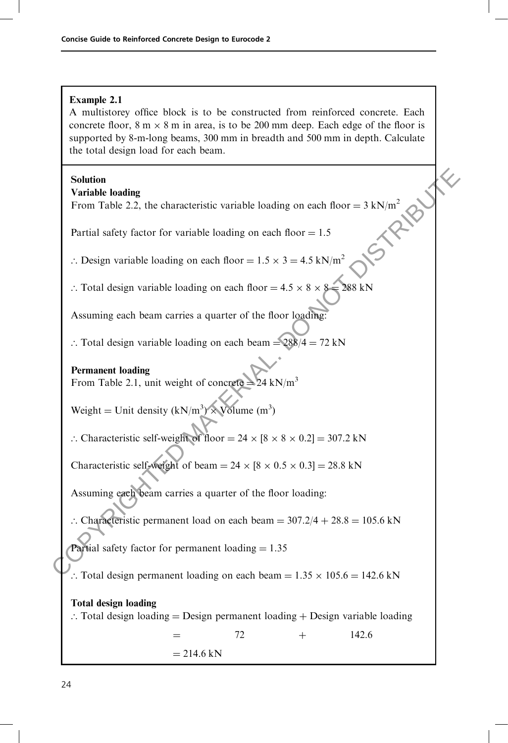**Example 2.1**

A multistorey office block is to be constructed from reinforced concrete. Each concrete floor, 8 m × 8 m in area, is to be 200 mm deep. Each edge of the floor is supported by 8-m-long beams, 300 mm in breadth and 500 mm in depth. Calculate the total design load for each beam.

**Solution**

**Variable loading**

From Table 2.2, the characteristic variable loading on each floor = 3 kN/m$^2$

Partial safety factor for variable loading on each floor = 1.5

∴ Design variable loading on each floor = 1.5 × 3 = 4.5 kN/m$^2$

∴ Total design variable loading on each floor = 4.5 × 8 × 8 = 288 kN

Assuming each beam carries a quarter of the floor loading:

∴ Total design variable loading on each beam = 288/4 = 72 kN

**Permanent loading**

From Table 2.1, unit weight of concrete = 24 kN/m$^3$

Weight = Unit density (kN/m$^3$) × Volume (m$^3$)

∴ Characteristic self-weight of floor = 24 × [8 × 8 × 0.2] = 307.2 kN

Characteristic self-weight of beam = 24 × [8 × 0.5 × 0.3] = 28.8 kN

Assuming each beam carries a quarter of the floor loading:

∴ Characteristic permanent load on each beam = 307.2/4 + 28.8 = 105.6 kN

Partial safety factor for permanent loading = 1.35

∴ Total design permanent loading on each beam = 1.35 × 105.6 = 142.6 kN

**Total design loading**

∴ Total design loading = Design permanent loading + Design variable loading

= 72 + 142.6

= 214.6 kN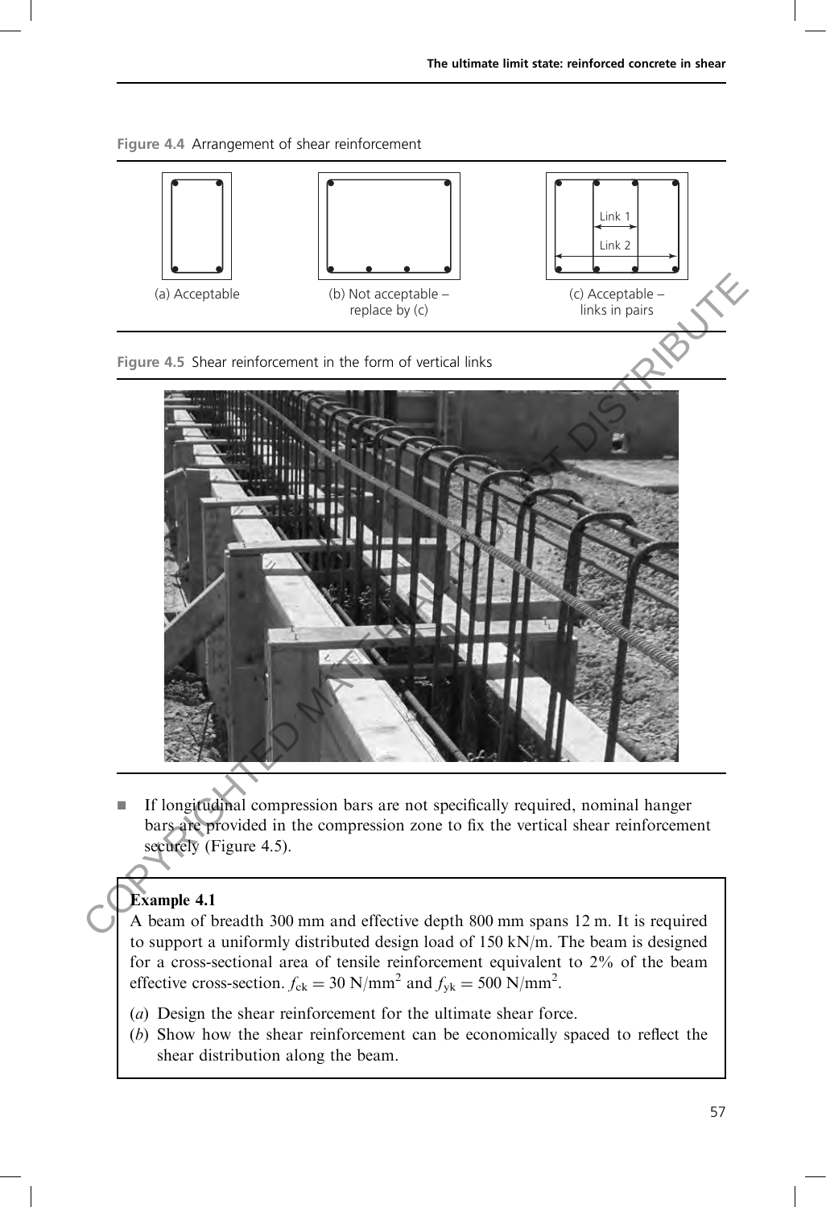Figure 4.4 Arrangement of shear reinforcement

(a) Acceptable

(b) Not acceptable – replace by (c)

(c) Acceptable – links in pairs

Figure 4.5 Shear reinforcement in the form of vertical links

- If longitudinal compression bars are not specifically required, nominal hanger bars are provided in the compression zone to fix the vertical shear reinforcement securely (Figure 4.5).

**Example 4.1**

A beam of breadth 300 mm and effective depth 800 mm spans 12 m. It is required to support a uniformly distributed design load of 150 kN/m. The beam is designed for a cross-sectional area of tensile reinforcement equivalent to 2% of the beam effective cross-section. $f_{ck} = 30 \text{ N/mm}^2$ and $f_{yk} = 500 \text{ N/mm}^2$.

(*a*) Design the shear reinforcement for the ultimate shear force.

(*b*) Show how the shear reinforcement can be economically spaced to reflect the shear distribution along the beam.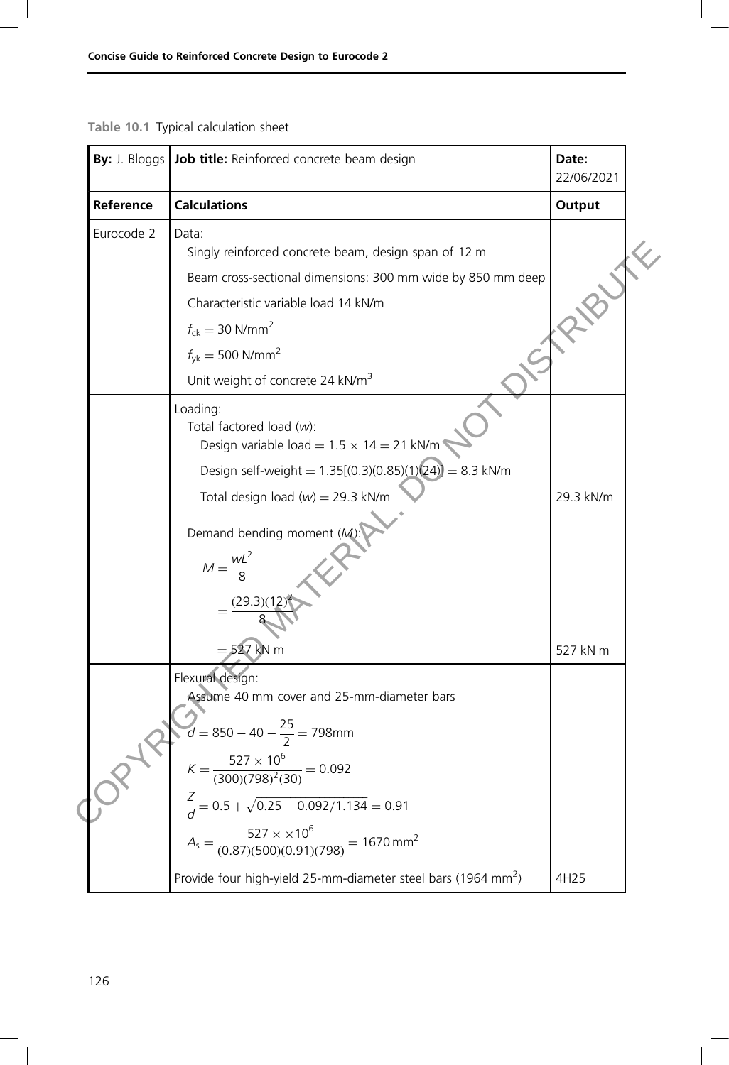Table 10.1 Typical calculation sheet

| **By:** J. Bloggs | **Job title:** Reinforced concrete beam design | **Date:** 22/06/2021 |
|---|---|---|
| **Reference** | **Calculations** | **Output** |
| Eurocode 2 | Data:<br>Singly reinforced concrete beam, design span of 12 m<br>Beam cross-sectional dimensions: 300 mm wide by 850 mm deep<br>Characteristic variable load 14 kN/m<br>$f_{ck} = 30$ N/mm$^2$<br>$f_{yk} = 500$ N/mm$^2$<br>Unit weight of concrete 24 kN/m$^3$ | |
| | Loading:<br>Total factored load ($w$):<br>Design variable load = $1.5 \times 14 = 21$ kN/m<br>Design self-weight = $1.35[(0.3)(0.85)(1)(24)] = 8.3$ kN/m<br>Total design load ($w$) = 29.3 kN/m | 29.3 kN/m |
| | Demand bending moment ($M$):<br>$M = \frac{wL^2}{8}$<br>$= \frac{(29.3)(12)^2}{8}$<br>$= 527$ kN m | 527 kN m |
| | Flexural design:<br>Assume 40 mm cover and 25-mm-diameter bars<br>$d = 850 - 40 - \frac{25}{2} = 798$mm<br>$K = \frac{527 \times 10^6}{(300)(798)^2(30)} = 0.092$<br>$\frac{Z}{d} = 0.5 + \sqrt{0.25 - 0.092/1.134} = 0.91$<br>$A_s = \frac{527 \times \times 10^6}{(0.87)(500)(0.91)(798)} = 1670\,\text{mm}^2$<br>Provide four high-yield 25-mm-diameter steel bars (1964 mm$^2$) | 4H25 |